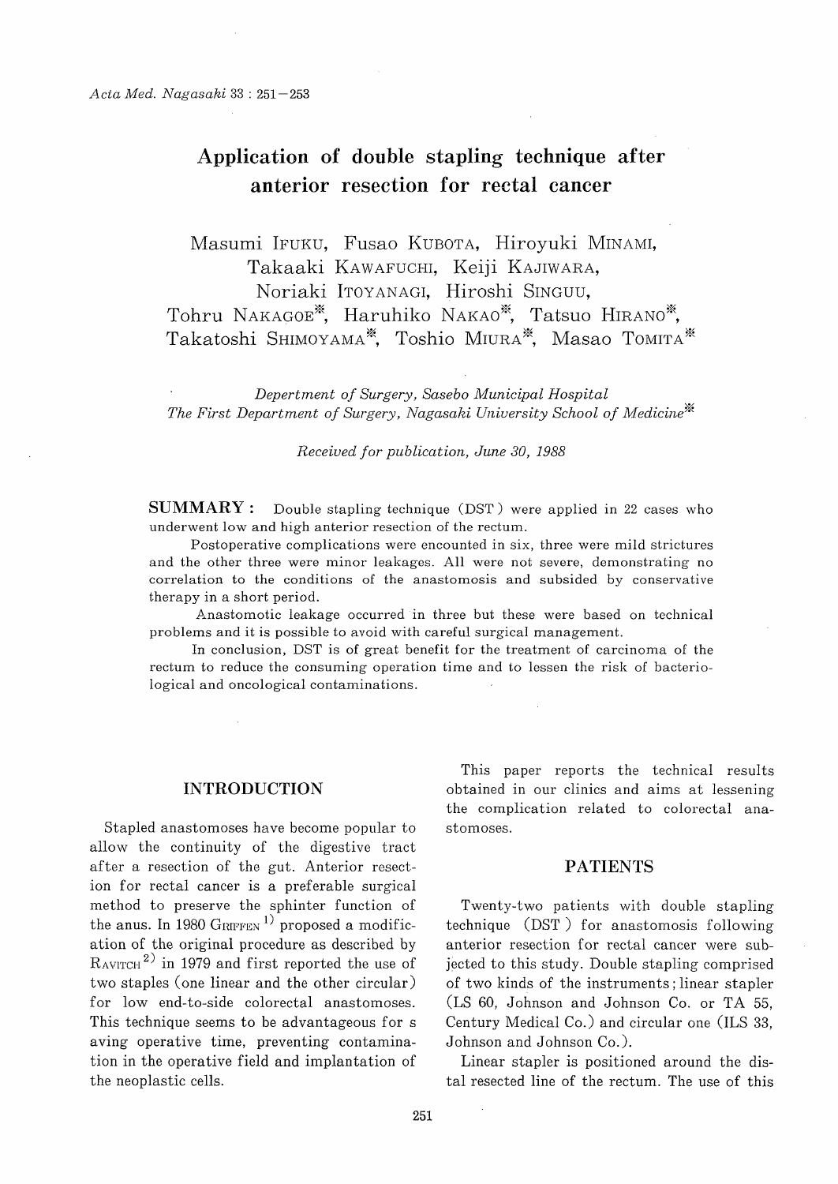# Application of double stapling technique after anterior resection for rectal cancer

Masumi IFUKU, Fusao KUBOTA, Hiroyuki MINAMI, Takaaki KAWAFUCHI, Keiji KAJIWARA, Noriaki ITOYANAGI, Hiroshi SINGUU, Tohru NAKAGOE*, Haruhiko NAKAO*, Tatsuo HIRANO*, Takatoshi SHIMOYAMA*, Toshio MIURA*, Masao TOMITA*

*Depertment of Surgery, Sasebo Municipal Hospital*
*The First Department of Surgery, Nagasaki University School of Medicine**

*Received for publication, June 30, 1988*

**SUMMARY :** Double stapling technique (DST) were applied in 22 cases who underwent low and high anterior resection of the rectum.

Postoperative complications were encountered in six, three were mild strictures and the other three were minor leakages. All were not severe, demonstrating no correlation to the conditions of the anastomosis and subsided by conservative therapy in a short period.

Anastomotic leakage occurred in three but these were based on technical problems and it is possible to avoid with careful surgical management.

In conclusion, DST is of great benefit for the treatment of carcinoma of the rectum to reduce the consuming operation time and to lessen the risk of bacteriological and oncological contaminations.

## INTRODUCTION

Stapled anastomoses have become popular to allow the continuity of the digestive tract after a resection of the gut. Anterior resection for rectal cancer is a preferable surgical method to preserve the sphinter function of the anus. In 1980 GRIFFEN[1] proposed a modification of the original procedure as described by RAVITCH[2] in 1979 and first reported the use of two staples (one linear and the other circular) for low end-to-side colorectal anastomoses. This technique seems to be advantageous for s aving operative time, preventing contamination in the operative field and implantation of the neoplastic cells.

This paper reports the technical results obtained in our clinics and aims at lessening the complication related to colorectal anastomoses.

## PATIENTS

Twenty-two patients with double stapling technique (DST) for anastomosis following anterior resection for rectal cancer were subjected to this study. Double stapling comprised of two kinds of the instruments; linear stapler (LS 60, Johnson and Johnson Co. or TA 55, Century Medical Co.) and circular one (ILS 33, Johnson and Johnson Co.).

Linear stapler is positioned around the distal resected line of the rectum. The use of this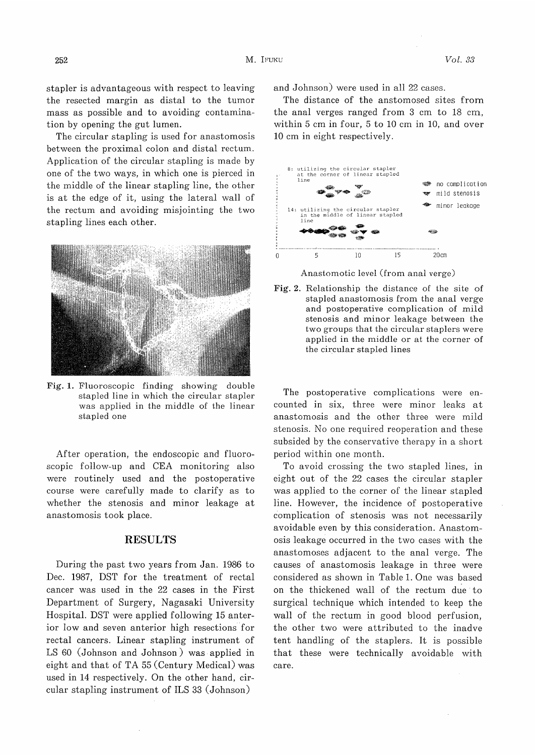stapler is advantageous with respect to leaving the resected margin as distal to the tumor mass as possible and to avoiding contamination by opening the gut lumen.

The circular stapling is used for anastomosis between the proximal colon and distal rectum. Application of the circular stapling is made by one of the two ways, in which one is pierced in the middle of the linear stapling line, the other is at the edge of it, using the lateral wall of the rectum and avoiding misjointing the two stapling lines each other.

**Fig. 1.** Fluoroscopic finding showing double stapled line in which the circular stapler was applied in the middle of the linear stapled one

After operation, the endoscopic and fluoroscopic follow-up and CEA monitoring also were routinely used and the postoperative course were carefully made to clarify as to whether the stenosis and minor leakage at anastomosis took place.

## RESULTS

During the past two years from Jan. 1986 to Dec. 1987, DST for the treatment of rectal cancer was used in the 22 cases in the First Department of Surgery, Nagasaki University Hospital. DST were applied following 15 anterior low and seven anterior high resections for rectal cancers. Linear stapling instrument of LS 60 (Johnson and Johnson) was applied in eight and that of TA 55 (Century Medical) was used in 14 respectively. On the other hand, circular stapling instrument of ILS 33 (Johnson and Johnson) were used in all 22 cases.

The distance of the anstomosed sites from the anal verges ranged from 3 cm to 18 cm, within 5 cm in four, 5 to 10 cm in 10, and over 10 cm in eight respectively.

**Fig. 2.** Relationship the distance of the site of stapled anastomosis from the anal verge and postoperative complication of mild stenosis and minor leakage between the two groups that the circular staplers were applied in the middle or at the corner of the circular stapled lines

The postoperative complications were encounted in six, three were minor leaks at anastomosis and the other three were mild stenosis. No one required reoperation and these subsided by the conservative therapy in a short period within one month.

To avoid crossing the two stapled lines, in eight out of the 22 cases the circular stapler was applied to the corner of the linear stapled line. However, the incidence of postoperative complication of stenosis was not necessarily avoidable even by this consideration. Anastomosis leakage occurred in the two cases with the anastomoses adjacent to the anal verge. The causes of anastomosis leakage in three were considered as shown in Table 1. One was based on the thickened wall of the rectum due to surgical technique which intended to keep the wall of the rectum in good blood perfusion, the other two were attributed to the inadvertent handling of the staplers. It is possible that these were technically avoidable with care.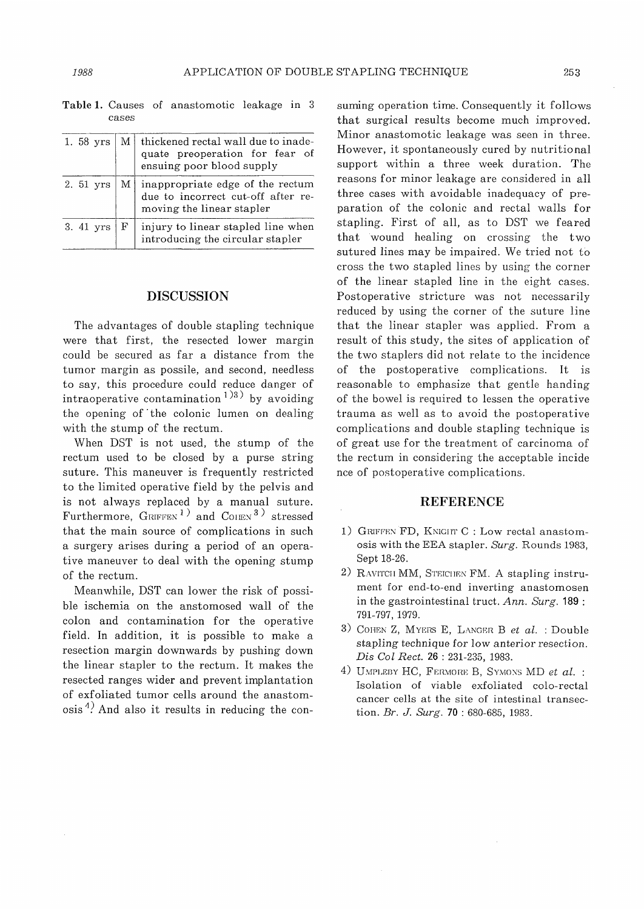**Table 1.** Causes of anastomotic leakage in 3 cases

| | | |
|---|---|---|
| 1. 58 yrs | M | thickened rectal wall due to inadequate preoperation for fear of ensuing poor blood supply |
| 2. 51 yrs | M | inappropriate edge of the rectum due to incorrect cut-off after removing the linear stapler |
| 3. 41 yrs | F | injury to linear stapled line when introducing the circular stapler |

## DISCUSSION

The advantages of double stapling technique were that first, the resected lower margin could be secured as far a distance from the tumor margin as possile, and second, needless to say, this procedure could reduce danger of intraoperative contamination[1)3)] by avoiding the opening of the colonic lumen on dealing with the stump of the rectum.

When DST is not used, the stump of the rectum used to be closed by a purse string suture. This maneuver is frequently restricted to the limited operative field by the pelvis and is not always replaced by a manual suture. Furthermore, GRIFFEN[1)] and COHEN[3)] stressed that the main source of complications in such a surgery arises during a period of an operative maneuver to deal with the opening stump of the rectum.

Meanwhile, DST can lower the risk of possible ischemia on the anstomosed wall of the colon and contamination for the operative field. In addition, it is possible to make a resection margin downwards by pushing down the linear stapler to the rectum. It makes the resected ranges wider and prevent implantation of exfoliated tumor cells around the anastomosis[4)]. And also it results in reducing the consuming operation time. Consequently it follows that surgical results become much improved. Minor anastomotic leakage was seen in three. However, it spontaneously cured by nutritional support within a three week duration. The reasons for minor leakage are considered in all three cases with avoidable inadequacy of preparation of the colonic and rectal walls for stapling. First of all, as to DST we feared that wound healing on crossing the two sutured lines may be impaired. We tried not to cross the two stapled lines by using the corner of the linear stapled line in the eight cases. Postoperative stricture was not necessarily reduced by using the corner of the suture line that the linear stapler was applied. From a result of this study, the sites of application of the two staplers did not relate to the incidence of the postoperative complications. It is reasonable to emphasize that gentle handing of the bowel is required to lessen the operative trauma as well as to avoid the postoperative complications and double stapling technique is of great use for the treatment of carcinoma of the rectum in considering the acceptable incidence of postoperative complications.

## REFERENCE

1) GRIFFEN FD, KNIGHT C : Low rectal anastomosis with the EEA stapler. *Surg.* Rounds 1983, Sept 18-26.
2) RAVITCH MM, STEICHEN FM. A stapling instrument for end-to-end inverting anastomosen in the gastrointestinal truct. *Ann. Surg.* **189** : 791-797, 1979.
3) COHEN Z, MYERS E, LANGER B *et al.* : Double stapling technique for low anterior resection. *Dis Col Rect.* **26** : 231-235, 1983.
4) UMPLEBY HC, FERMORE B, SYMONS MD *et al.* : Isolation of viable exfoliated colo-rectal cancer cells at the site of intestinal transection. *Br. J. Surg.* **70** : 680-685, 1983.